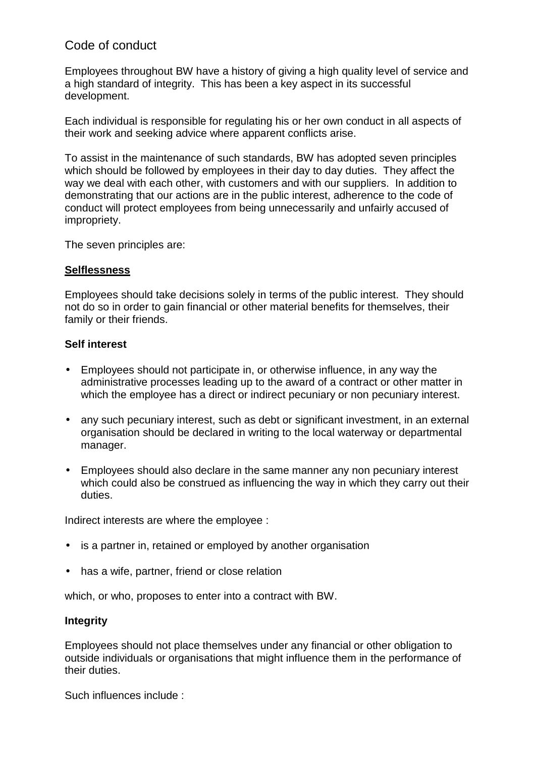# Code of conduct

Employees throughout BW have a history of giving a high quality level of service and a high standard of integrity. This has been a key aspect in its successful development.

Each individual is responsible for regulating his or her own conduct in all aspects of their work and seeking advice where apparent conflicts arise.

To assist in the maintenance of such standards, BW has adopted seven principles which should be followed by employees in their day to day duties. They affect the way we deal with each other, with customers and with our suppliers. In addition to demonstrating that our actions are in the public interest, adherence to the code of conduct will protect employees from being unnecessarily and unfairly accused of impropriety.

The seven principles are:

## **<u>Selflessness</u>**

Employees should take decisions solely in terms of the public interest. They should not do so in order to gain financial or other material benefits for themselves, their family or their friends.

### Self interest

- Employees should not participate in, or otherwise influence, in any way the administrative processes leading up to the award of a contract or other matter in which the employee has a direct or indirect pecuniary or non pecuniary interest.
- any such pecuniary interest, such as debt or significant investment, in an external organisation should be declared in writing to the local waterway or departmental manager.
- Employees should also declare in the same manner any non pecuniary interest which could also be construed as influencing the way in which they carry out their duties.

Indirect interests are where the employee :

- is a partner in, retained or employed by another organisation
- has a wife, partner, friend or close relation

which, or who, proposes to enter into a contract with BW.

### Integrity

Employees should not place themselves under any financial or other obligation to outside individuals or organisations that might influence them in the performance of their duties.

Such influences include :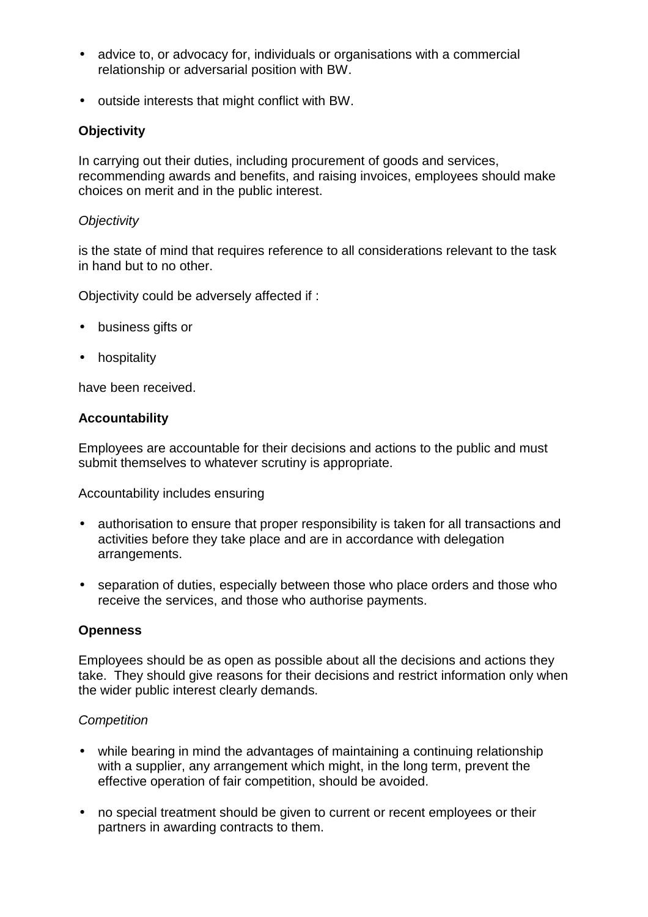- advice to, or advocacy for, individuals or organisations with a commercial relationship or adversarial position with BW.
- outside interests that might conflict with BW.

**Objectivity**

In carrying out their duties, including procurement of goods and services, recommending awards and benefits, and raising invoices, employees should make choices on merit and in the public interest.

*Objectivity*

is the state of mind that requires reference to all considerations relevant to the task in hand but to no other.

Objectivity could be adversely affected if :

- business gifts or
- hospitality

have been received.

**Accountability**

Employees are accountable for their decisions and actions to the public and must submit themselves to whatever scrutiny is appropriate.

Accountability includes ensuring

- authorisation to ensure that proper responsibility is taken for all transactions and activities before they take place and are in accordance with delegation arrangements.
- separation of duties, especially between those who place orders and those who receive the services, and those who authorise payments.

**Openness**

Employees should be as open as possible about all the decisions and actions they take. They should give reasons for their decisions and restrict information only when the wider public interest clearly demands.

*Competition*

- while bearing in mind the advantages of maintaining a continuing relationship with a supplier, any arrangement which might, in the long term, prevent the effective operation of fair competition, should be avoided.
- no special treatment should be given to current or recent employees or their partners in awarding contracts to them.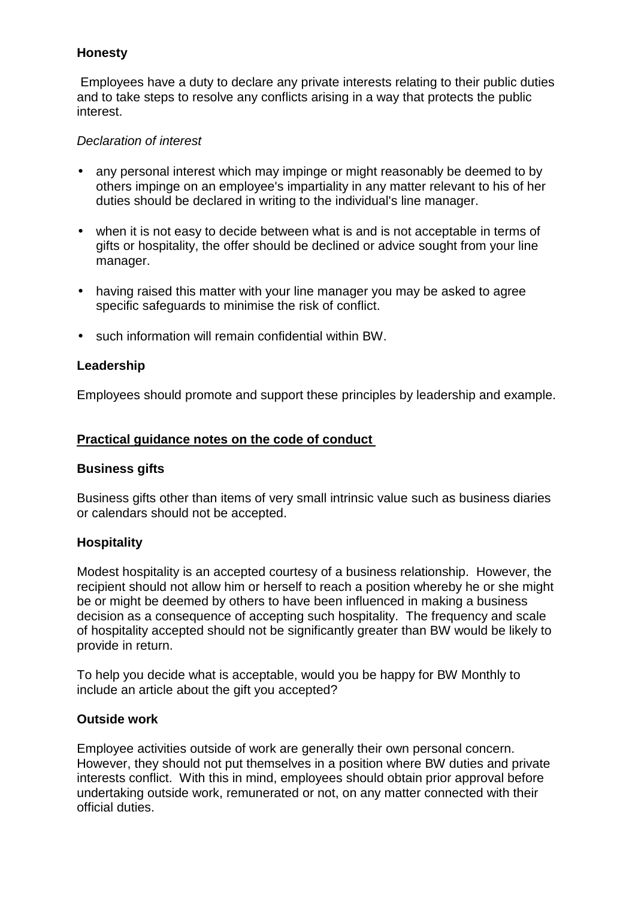**Honesty**

Employees have a duty to declare any private interests relating to their public duties and to take steps to resolve any conflicts arising in a way that protects the public interest.

*Declaration of interest*

- any personal interest which may impinge or might reasonably be deemed to by others impinge on an employee's impartiality in any matter relevant to his of her duties should be declared in writing to the individual's line manager.
- when it is not easy to decide between what is and is not acceptable in terms of gifts or hospitality, the offer should be declined or advice sought from your line manager.
- having raised this matter with your line manager you may be asked to agree specific safeguards to minimise the risk of conflict.
- such information will remain confidential within BW.

**Leadership**

Employees should promote and support these principles by leadership and example.

**Practical guidance notes on the code of conduct**

**Business gifts**

Business gifts other than items of very small intrinsic value such as business diaries or calendars should not be accepted.

**Hospitality**

Modest hospitality is an accepted courtesy of a business relationship. However, the recipient should not allow him or herself to reach a position whereby he or she might be or might be deemed by others to have been influenced in making a business decision as a consequence of accepting such hospitality. The frequency and scale of hospitality accepted should not be significantly greater than BW would be likely to provide in return.

To help you decide what is acceptable, would you be happy for BW Monthly to include an article about the gift you accepted?

**Outside work**

Employee activities outside of work are generally their own personal concern. However, they should not put themselves in a position where BW duties and private interests conflict. With this in mind, employees should obtain prior approval before undertaking outside work, remunerated or not, on any matter connected with their official duties.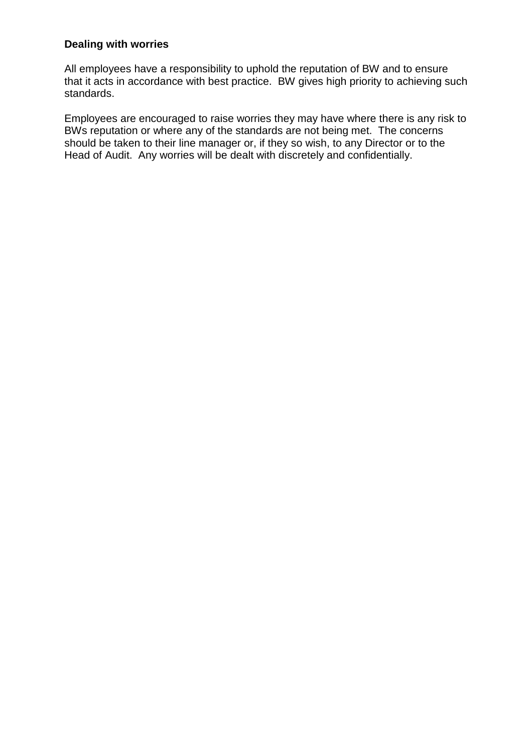**Dealing with worries**

All employees have a responsibility to uphold the reputation of BW and to ensure that it acts in accordance with best practice. BW gives high priority to achieving such standards.

Employees are encouraged to raise worries they may have where there is any risk to BWs reputation or where any of the standards are not being met. The concerns should be taken to their line manager or, if they so wish, to any Director or to the Head of Audit. Any worries will be dealt with discretely and confidentially.